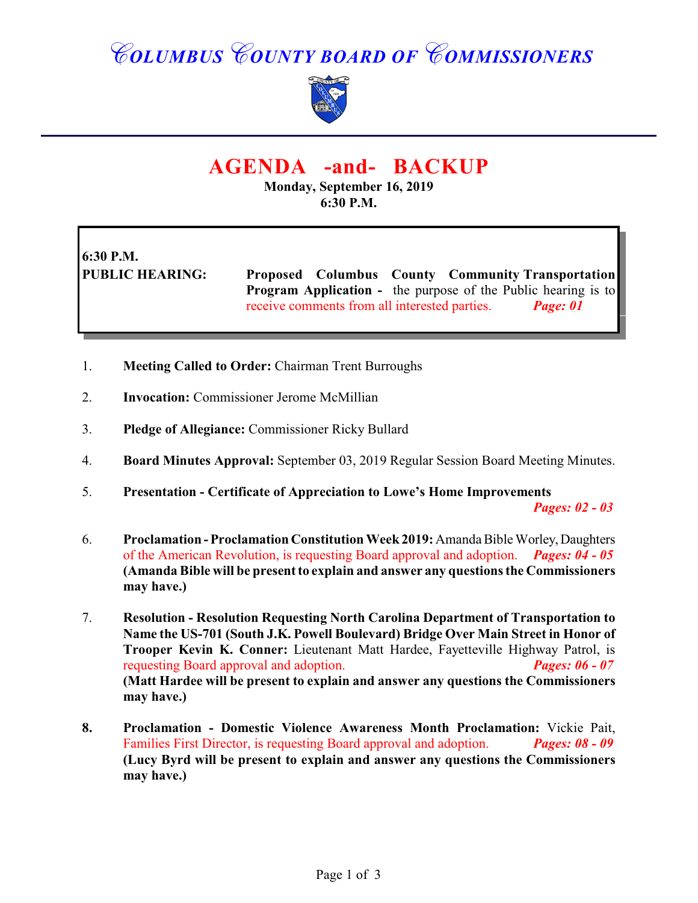# COLUMBUS COUNTY BOARD OF COMMISSIONERS

## AGENDA -and- BACKUP

**Monday, September 16, 2019**
**6:30 P.M.**

**6:30 P.M.**
**PUBLIC HEARING:** **Proposed Columbus County Community Transportation Program Application -** the purpose of the Public hearing is to receive comments from all interested parties. ***Page: 01***

1. **Meeting Called to Order:** Chairman Trent Burroughs

2. **Invocation:** Commissioner Jerome McMillian

3. **Pledge of Allegiance:** Commissioner Ricky Bullard

4. **Board Minutes Approval:** September 03, 2019 Regular Session Board Meeting Minutes.

5. **Presentation - Certificate of Appreciation to Lowe's Home Improvements** ***Pages: 02 - 03***

6. **Proclamation - Proclamation Constitution Week 2019:** Amanda Bible Worley, Daughters of the American Revolution, is requesting Board approval and adoption. ***Pages: 04 - 05*** **(Amanda Bible will be present to explain and answer any questions the Commissioners may have.)**

7. **Resolution - Resolution Requesting North Carolina Department of Transportation to Name the US-701 (South J.K. Powell Boulevard) Bridge Over Main Street in Honor of Trooper Kevin K. Conner:** Lieutenant Matt Hardee, Fayetteville Highway Patrol, is requesting Board approval and adoption. ***Pages: 06 - 07*** **(Matt Hardee will be present to explain and answer any questions the Commissioners may have.)**

8. **Proclamation - Domestic Violence Awareness Month Proclamation:** Vickie Pait, Families First Director, is requesting Board approval and adoption. ***Pages: 08 - 09*** **(Lucy Byrd will be present to explain and answer any questions the Commissioners may have.)**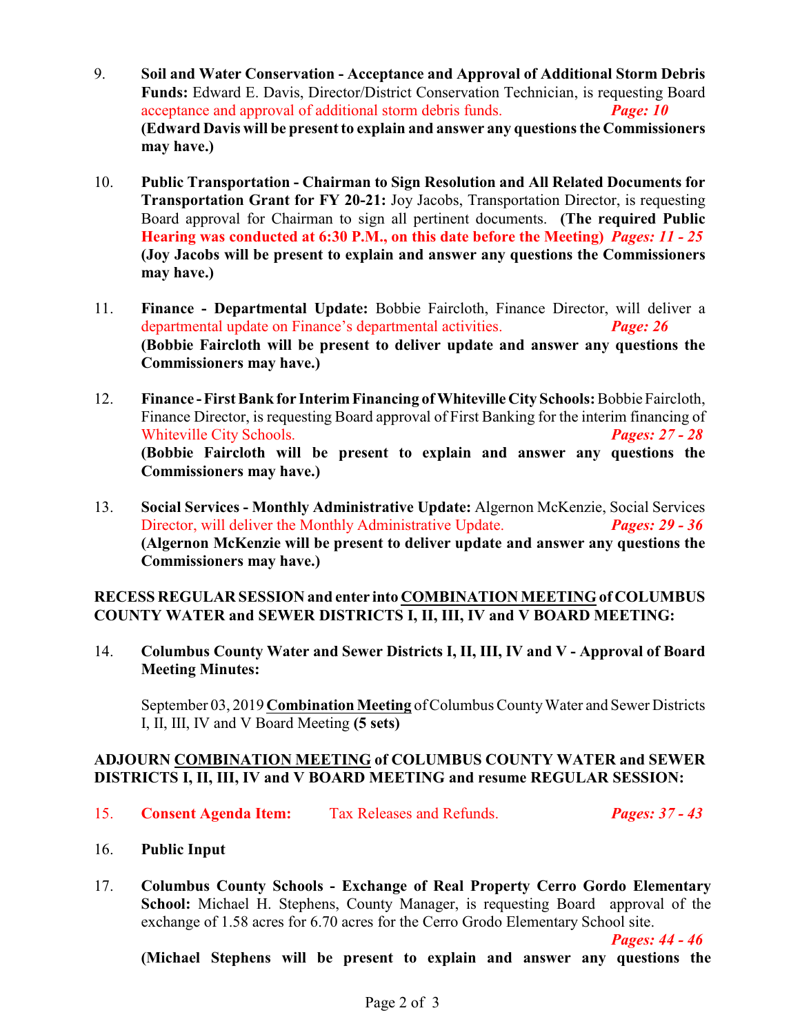9. **Soil and Water Conservation - Acceptance and Approval of Additional Storm Debris Funds:** Edward E. Davis, Director/District Conservation Technician, is requesting Board acceptance and approval of additional storm debris funds. ***Page: 10***
**(Edward Davis will be present to explain and answer any questions the Commissioners may have.)**

10. **Public Transportation - Chairman to Sign Resolution and All Related Documents for Transportation Grant for FY 20-21:** Joy Jacobs, Transportation Director, is requesting Board approval for Chairman to sign all pertinent documents. **(The required Public Hearing was conducted at 6:30 P.M., on this date before the Meeting)** ***Pages: 11 - 25***
**(Joy Jacobs will be present to explain and answer any questions the Commissioners may have.)**

11. **Finance - Departmental Update:** Bobbie Faircloth, Finance Director, will deliver a departmental update on Finance's departmental activities. ***Page: 26***
**(Bobbie Faircloth will be present to deliver update and answer any questions the Commissioners may have.)**

12. **Finance - First Bank for Interim Financing of Whiteville City Schools:** Bobbie Faircloth, Finance Director, is requesting Board approval of First Banking for the interim financing of Whiteville City Schools. ***Pages: 27 - 28***
**(Bobbie Faircloth will be present to explain and answer any questions the Commissioners may have.)**

13. **Social Services - Monthly Administrative Update:** Algernon McKenzie, Social Services Director, will deliver the Monthly Administrative Update. ***Pages: 29 - 36***
**(Algernon McKenzie will be present to deliver update and answer any questions the Commissioners may have.)**

**RECESS REGULAR SESSION and enter into <u>COMBINATION MEETING</u> of COLUMBUS COUNTY WATER and SEWER DISTRICTS I, II, III, IV and V BOARD MEETING:**

14. **Columbus County Water and Sewer Districts I, II, III, IV and V - Approval of Board Meeting Minutes:**

    September 03, 2019 **<u>Combination Meeting</u>** of Columbus County Water and Sewer Districts I, II, III, IV and V Board Meeting **(5 sets)**

**ADJOURN <u>COMBINATION MEETING</u> of COLUMBUS COUNTY WATER and SEWER DISTRICTS I, II, III, IV and V BOARD MEETING and resume REGULAR SESSION:**

15. **Consent Agenda Item:** Tax Releases and Refunds. ***Pages: 37 - 43***

16. **Public Input**

17. **Columbus County Schools - Exchange of Real Property Cerro Gordo Elementary School:** Michael H. Stephens, County Manager, is requesting Board approval of the exchange of 1.58 acres for 6.70 acres for the Cerro Grodo Elementary School site. ***Pages: 44 - 46***
**(Michael Stephens will be present to explain and answer any questions the**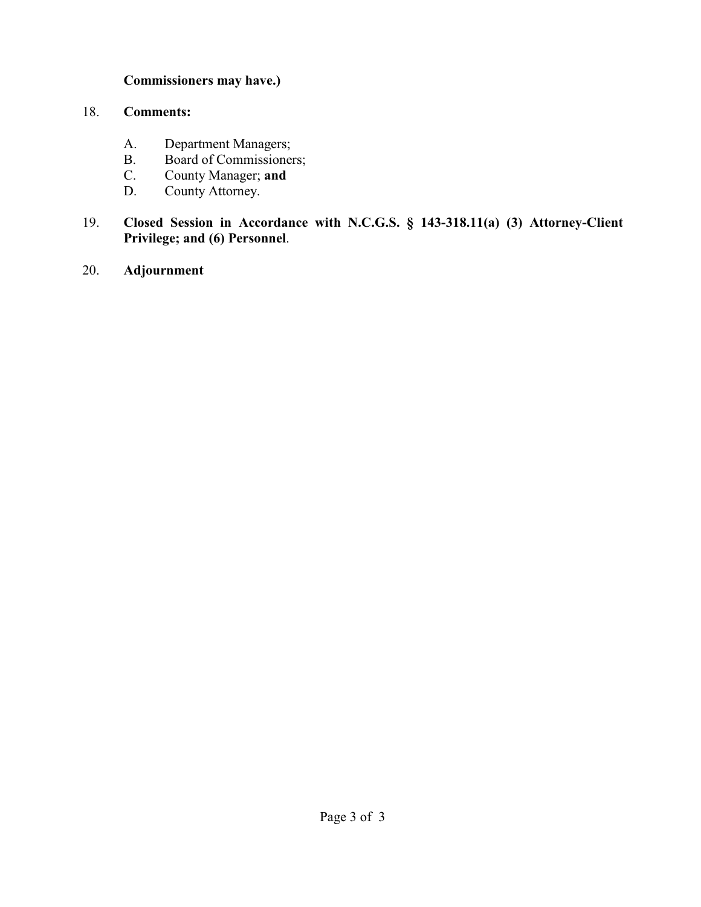**Commissioners may have.)**

18. **Comments:**

    A. Department Managers;
    B. Board of Commissioners;
    C. County Manager; **and**
    D. County Attorney.

19. **Closed Session in Accordance with N.C.G.S. § 143-318.11(a) (3) Attorney-Client Privilege; and (6) Personnel**.

20. **Adjournment**